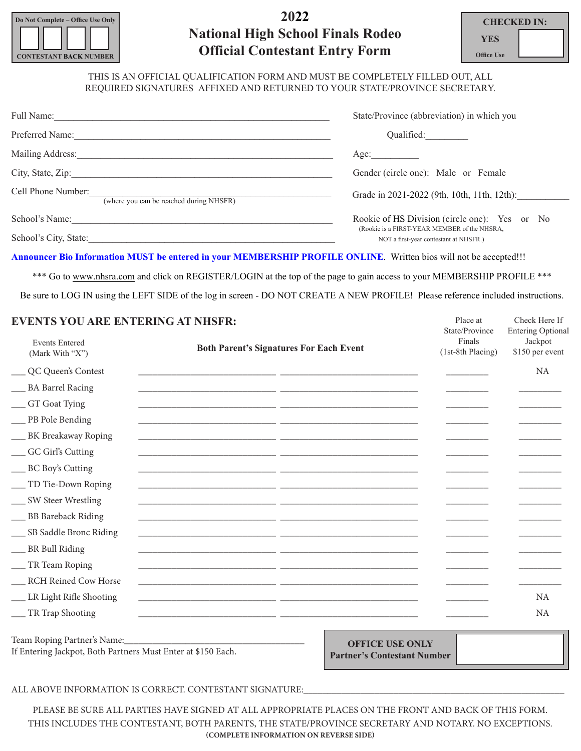Do Not Complete – Office Use Only

CONTESTANT BACK NUMBER

# 2022
# National High School Finals Rodeo
# Official Contestant Entry Form

**CHECKED IN:**
**YES**
Office Use

THIS IS AN OFFICIAL QUALIFICATION FORM AND MUST BE COMPLETELY FILLED OUT, ALL REQUIRED SIGNATURES AFFIXED AND RETURNED TO YOUR STATE/PROVINCE SECRETARY.

Full Name:_______________________________________________

Preferred Name:_______________________________________________

Mailing Address:_______________________________________________

City, State, Zip:_______________________________________________

Cell Phone Number:_______________________________________________
(where you can be reached during NHSFR)

School's Name:_______________________________________________

School's City, State:_______________________________________________

State/Province (abbreviation) in which you Qualified:_________

Age:__________

Gender (circle one): Male or Female

Grade in 2021-2022 (9th, 10th, 11th, 12th):___________

Rookie of HS Division (circle one): Yes or No
(Rookie is a FIRST-YEAR MEMBER of the NHSRA, NOT a first-year contestant at NHSFR.)

**Announcer Bio Information MUST be entered in your MEMBERSHIP PROFILE ONLINE**. Written bios will not be accepted!!!

\*\*\* Go to www.nhsra.com and click on REGISTER/LOGIN at the top of the page to gain access to your MEMBERSHIP PROFILE \*\*\*

Be sure to LOG IN using the LEFT SIDE of the log in screen - DO NOT CREATE A NEW PROFILE! Please reference included instructions.

## EVENTS YOU ARE ENTERING AT NHSFR:

| Events Entered (Mark With "X") | Both Parent's Signatures For Each Event | | Place at State/Province Finals (1st-8th Placing) | Check Here If Entering Optional Jackpot $150 per event |
|---|---|---|---|---|
| ___ QC Queen's Contest | ____________ | ____________ | ________ | NA |
| ___ BA Barrel Racing | ____________ | ____________ | ________ | ________ |
| ___ GT Goat Tying | ____________ | ____________ | ________ | ________ |
| ___ PB Pole Bending | ____________ | ____________ | ________ | ________ |
| ___ BK Breakaway Roping | ____________ | ____________ | ________ | ________ |
| ___ GC Girl's Cutting | ____________ | ____________ | ________ | ________ |
| ___ BC Boy's Cutting | ____________ | ____________ | ________ | ________ |
| ___ TD Tie-Down Roping | ____________ | ____________ | ________ | ________ |
| ___ SW Steer Wrestling | ____________ | ____________ | ________ | ________ |
| ___ BB Bareback Riding | ____________ | ____________ | ________ | ________ |
| ___ SB Saddle Bronc Riding | ____________ | ____________ | ________ | ________ |
| ___ BR Bull Riding | ____________ | ____________ | ________ | ________ |
| ___ TR Team Roping | ____________ | ____________ | ________ | ________ |
| ___ RCH Reined Cow Horse | ____________ | ____________ | ________ | ________ |
| ___ LR Light Rifle Shooting | ____________ | ____________ | ________ | NA |
| ___ TR Trap Shooting | ____________ | ____________ | ________ | NA |

Team Roping Partner's Name:_______________________________________
If Entering Jackpot, Both Partners Must Enter at $150 Each.

**OFFICE USE ONLY**
**Partner's Contestant Number**

ALL ABOVE INFORMATION IS CORRECT. CONTESTANT SIGNATURE:_______________________________________________

PLEASE BE SURE ALL PARTIES HAVE SIGNED AT ALL APPROPRIATE PLACES ON THE FRONT AND BACK OF THIS FORM. THIS INCLUDES THE CONTESTANT, BOTH PARENTS, THE STATE/PROVINCE SECRETARY AND NOTARY. NO EXCEPTIONS.
**(COMPLETE INFORMATION ON REVERSE SIDE)**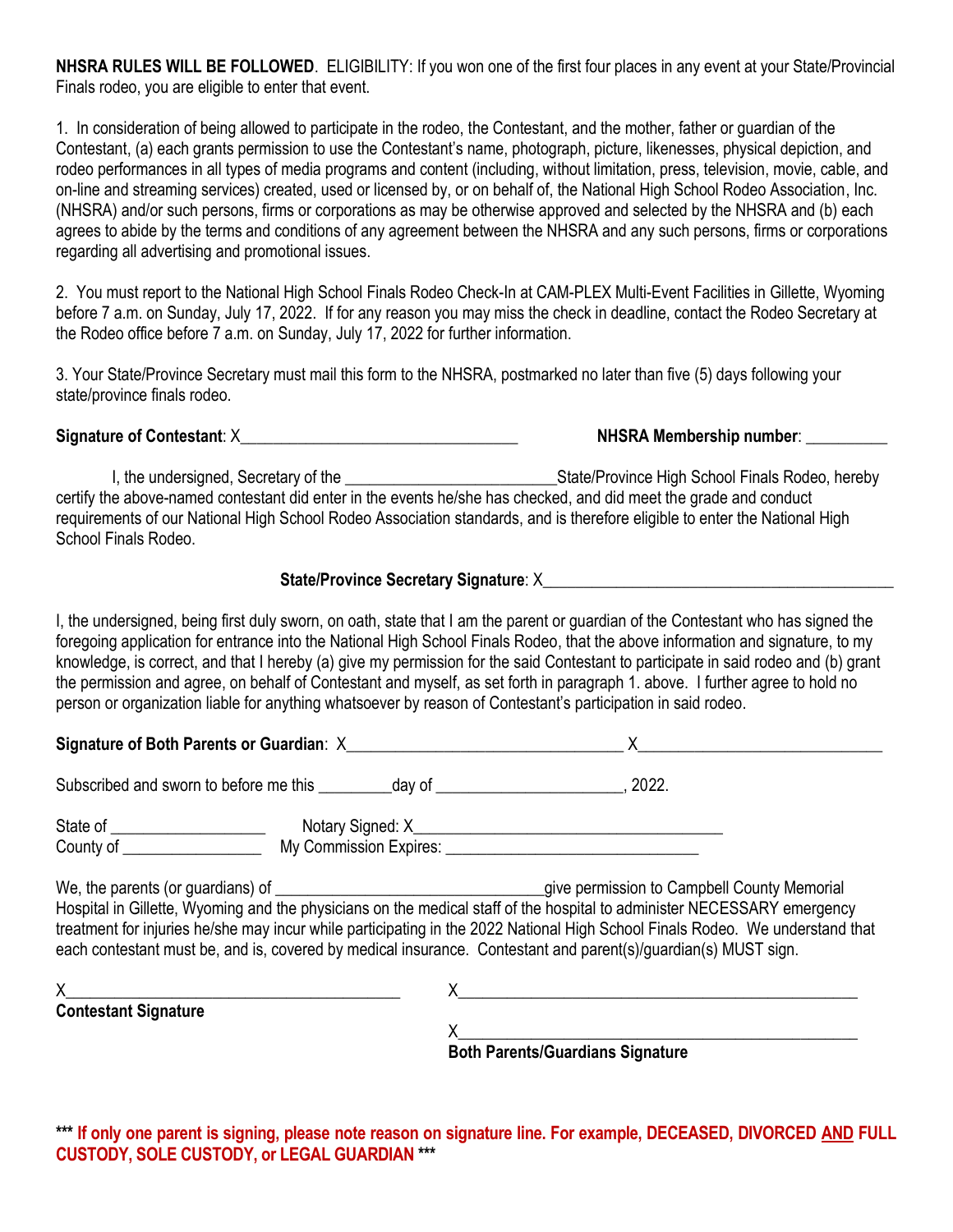**NHSRA RULES WILL BE FOLLOWED**. ELIGIBILITY: If you won one of the first four places in any event at your State/Provincial Finals rodeo, you are eligible to enter that event.

1. In consideration of being allowed to participate in the rodeo, the Contestant, and the mother, father or guardian of the Contestant, (a) each grants permission to use the Contestant's name, photograph, picture, likenesses, physical depiction, and rodeo performances in all types of media programs and content (including, without limitation, press, television, movie, cable, and on-line and streaming services) created, used or licensed by, or on behalf of, the National High School Rodeo Association, Inc. (NHSRA) and/or such persons, firms or corporations as may be otherwise approved and selected by the NHSRA and (b) each agrees to abide by the terms and conditions of any agreement between the NHSRA and any such persons, firms or corporations regarding all advertising and promotional issues.

2. You must report to the National High School Finals Rodeo Check-In at CAM-PLEX Multi-Event Facilities in Gillette, Wyoming before 7 a.m. on Sunday, July 17, 2022. If for any reason you may miss the check in deadline, contact the Rodeo Secretary at the Rodeo office before 7 a.m. on Sunday, July 17, 2022 for further information.

3. Your State/Province Secretary must mail this form to the NHSRA, postmarked no later than five (5) days following your state/province finals rodeo.

**Signature of Contestant**: X__________________________________ **NHSRA Membership number**: __________

I, the undersigned, Secretary of the _________________________State/Province High School Finals Rodeo, hereby certify the above-named contestant did enter in the events he/she has checked, and did meet the grade and conduct requirements of our National High School Rodeo Association standards, and is therefore eligible to enter the National High School Finals Rodeo.

**State/Province Secretary Signature**: X____________________________________________

I, the undersigned, being first duly sworn, on oath, state that I am the parent or guardian of the Contestant who has signed the foregoing application for entrance into the National High School Finals Rodeo, that the above information and signature, to my knowledge, is correct, and that I hereby (a) give my permission for the said Contestant to participate in said rodeo and (b) grant the permission and agree, on behalf of Contestant and myself, as set forth in paragraph 1. above. I further agree to hold no person or organization liable for anything whatsoever by reason of Contestant's participation in said rodeo.

**Signature of Both Parents or Guardian**: X__________________________________ X______________________________

Subscribed and sworn to before me this _________day of ______________________, 2022.

State of ___________________ Notary Signed: X_____________________________________

County of _________________ My Commission Expires: ________________________________

We, the parents (or guardians) of ________________________________give permission to Campbell County Memorial Hospital in Gillette, Wyoming and the physicians on the medical staff of the hospital to administer NECESSARY emergency treatment for injuries he/she may incur while participating in the 2022 National High School Finals Rodeo. We understand that each contestant must be, and is, covered by medical insurance. Contestant and parent(s)/guardian(s) MUST sign.

X_________________________________________
**Contestant Signature**

X_________________________________________________

X_________________________________________________
**Both Parents/Guardians Signature**

**\*\*\* If only one parent is signing, please note reason on signature line. For example, DECEASED, DIVORCED AND FULL CUSTODY, SOLE CUSTODY, or LEGAL GUARDIAN \*\*\***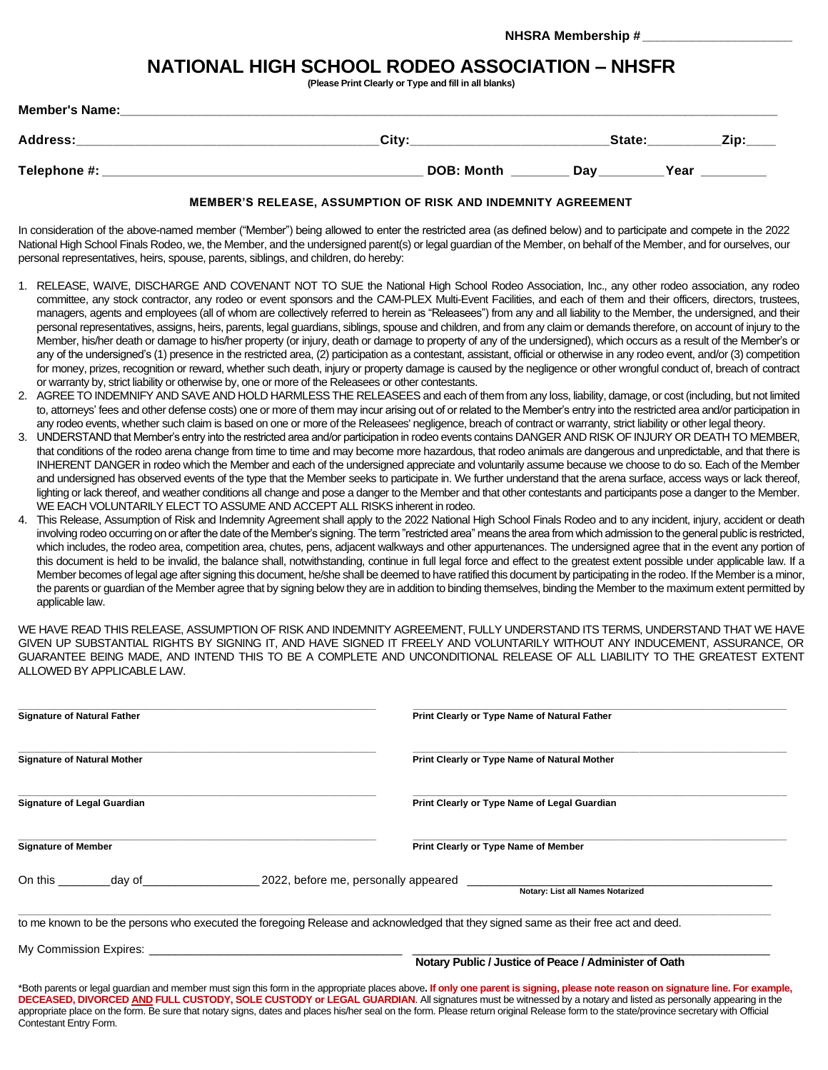**NHSRA Membership # ____________________**

# NATIONAL HIGH SCHOOL RODEO ASSOCIATION – NHSFR

**(Please Print Clearly or Type and fill in all blanks)**

**Member's Name:** ______________________________________________________________

**Address:** ________________________________ **City:** ______________________ **State:** _________ **Zip:** ____

**Telephone #:** ____________________________________ **DOB: Month** _______ **Day** ________ **Year** ________

## MEMBER'S RELEASE, ASSUMPTION OF RISK AND INDEMNITY AGREEMENT

In consideration of the above-named member ("Member") being allowed to enter the restricted area (as defined below) and to participate and compete in the 2022 National High School Finals Rodeo, we, the Member, and the undersigned parent(s) or legal guardian of the Member, on behalf of the Member, and for ourselves, our personal representatives, heirs, spouse, parents, siblings, and children, do hereby:

1. RELEASE, WAIVE, DISCHARGE AND COVENANT NOT TO SUE the National High School Rodeo Association, Inc., any other rodeo association, any rodeo committee, any stock contractor, any rodeo or event sponsors and the CAM-PLEX Multi-Event Facilities, and each of them and their officers, directors, trustees, managers, agents and employees (all of whom are collectively referred to herein as "Releasees") from any and all liability to the Member, the undersigned, and their personal representatives, assigns, heirs, parents, legal guardians, siblings, spouse and children, and from any claim or demands therefore, on account of injury to the Member, his/her death or damage to his/her property (or injury, death or damage to property of any of the undersigned), which occurs as a result of the Member's or any of the undersigned's (1) presence in the restricted area, (2) participation as a contestant, assistant, official or otherwise in any rodeo event, and/or (3) competition for money, prizes, recognition or reward, whether such death, injury or property damage is caused by the negligence or other wrongful conduct of, breach of contract or warranty by, strict liability or otherwise by, one or more of the Releasees or other contestants.
2. AGREE TO INDEMNIFY AND SAVE AND HOLD HARMLESS THE RELEASEES and each of them from any loss, liability, damage, or cost (including, but not limited to, attorneys' fees and other defense costs) one or more of them may incur arising out of or related to the Member's entry into the restricted area and/or participation in any rodeo events, whether such claim is based on one or more of the Releasees' negligence, breach of contract or warranty, strict liability or other legal theory.
3. UNDERSTAND that Member's entry into the restricted area and/or participation in rodeo events contains DANGER AND RISK OF INJURY OR DEATH TO MEMBER, that conditions of the rodeo arena change from time to time and may become more hazardous, that rodeo animals are dangerous and unpredictable, and that there is INHERENT DANGER in rodeo which the Member and each of the undersigned appreciate and voluntarily assume because we choose to do so. Each of the Member and undersigned has observed events of the type that the Member seeks to participate in. We further understand that the arena surface, access ways or lack thereof, lighting or lack thereof, and weather conditions all change and pose a danger to the Member and that other contestants and participants pose a danger to the Member. WE EACH VOLUNTARILY ELECT TO ASSUME AND ACCEPT ALL RISKS inherent in rodeo.
4. This Release, Assumption of Risk and Indemnity Agreement shall apply to the 2022 National High School Finals Rodeo and to any incident, injury, accident or death involving rodeo occurring on or after the date of the Member's signing. The term "restricted area" means the area from which admission to the general public is restricted, which includes, the rodeo area, competition area, chutes, pens, adjacent walkways and other appurtenances. The undersigned agree that in the event any portion of this document is held to be invalid, the balance shall, notwithstanding, continue in full legal force and effect to the greatest extent possible under applicable law. If a Member becomes of legal age after signing this document, he/she shall be deemed to have ratified this document by participating in the rodeo. If the Member is a minor, the parents or guardian of the Member agree that by signing below they are in addition to binding themselves, binding the Member to the maximum extent permitted by applicable law.

WE HAVE READ THIS RELEASE, ASSUMPTION OF RISK AND INDEMNITY AGREEMENT, FULLY UNDERSTAND ITS TERMS, UNDERSTAND THAT WE HAVE GIVEN UP SUBSTANTIAL RIGHTS BY SIGNING IT, AND HAVE SIGNED IT FREELY AND VOLUNTARILY WITHOUT ANY INDUCEMENT, ASSURANCE, OR GUARANTEE BEING MADE, AND INTEND THIS TO BE A COMPLETE AND UNCONDITIONAL RELEASE OF ALL LIABILITY TO THE GREATEST EXTENT ALLOWED BY APPLICABLE LAW.

| | |
|---|---|
| ______________________________ | ______________________________ |
| **Signature of Natural Father** | **Print Clearly or Type Name of Natural Father** |
| ______________________________ | ______________________________ |
| **Signature of Natural Mother** | **Print Clearly or Type Name of Natural Mother** |
| ______________________________ | ______________________________ |
| **Signature of Legal Guardian** | **Print Clearly or Type Name of Legal Guardian** |
| ______________________________ | ______________________________ |
| **Signature of Member** | **Print Clearly or Type Name of Member** |

On this ________day of_________________ 2022, before me, personally appeared ______________________________

**Notary: List all Names Notarized**

______________________________________________________________

to me known to be the persons who executed the foregoing Release and acknowledged that they signed same as their free act and deed.

My Commission Expires: ______________________________ ______________________________

**Notary Public / Justice of Peace / Administer of Oath**

*Both parents or legal guardian and member must sign this form in the appropriate places above. **If only one parent is signing, please note reason on signature line. For example, DECEASED, DIVORCED AND FULL CUSTODY, SOLE CUSTODY or LEGAL GUARDIAN**. All signatures must be witnessed by a notary and listed as personally appearing in the appropriate place on the form. Be sure that notary signs, dates and places his/her seal on the form. Please return original Release form to the state/province secretary with Official Contestant Entry Form.